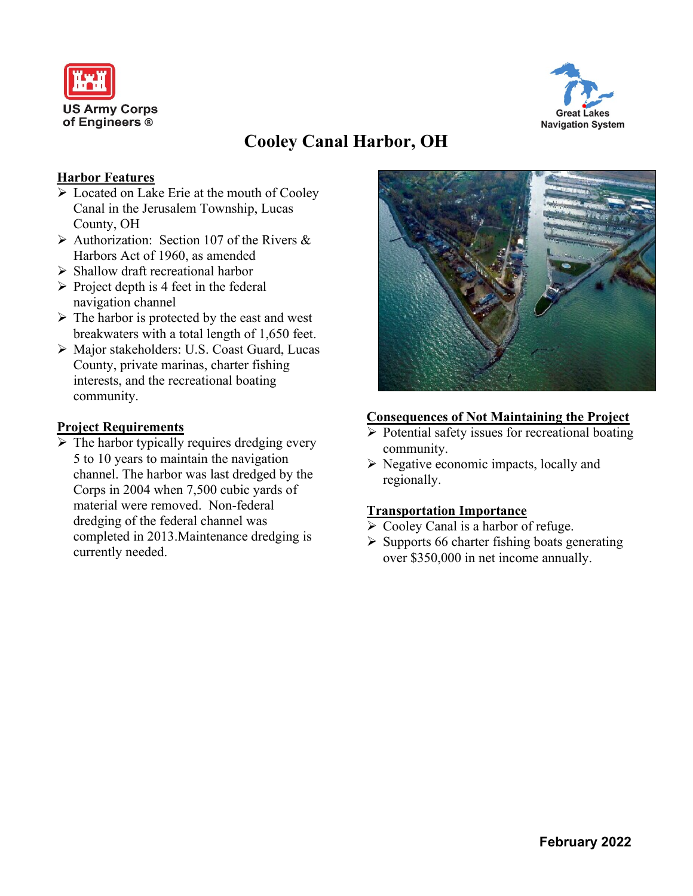US Army Corps of Engineers ®

Great Lakes Navigation System

# Cooley Canal Harbor, OH

## Harbor Features

- Located on Lake Erie at the mouth of Cooley Canal in the Jerusalem Township, Lucas County, OH
- Authorization: Section 107 of the Rivers & Harbors Act of 1960, as amended
- Shallow draft recreational harbor
- Project depth is 4 feet in the federal navigation channel
- The harbor is protected by the east and west breakwaters with a total length of 1,650 feet.
- Major stakeholders: U.S. Coast Guard, Lucas County, private marinas, charter fishing interests, and the recreational boating community.

## Project Requirements

- The harbor typically requires dredging every 5 to 10 years to maintain the navigation channel. The harbor was last dredged by the Corps in 2004 when 7,500 cubic yards of material were removed. Non-federal dredging of the federal channel was completed in 2013.Maintenance dredging is currently needed.

## Consequences of Not Maintaining the Project

- Potential safety issues for recreational boating community.
- Negative economic impacts, locally and regionally.

## Transportation Importance

- Cooley Canal is a harbor of refuge.
- Supports 66 charter fishing boats generating over $350,000 in net income annually.

February 2022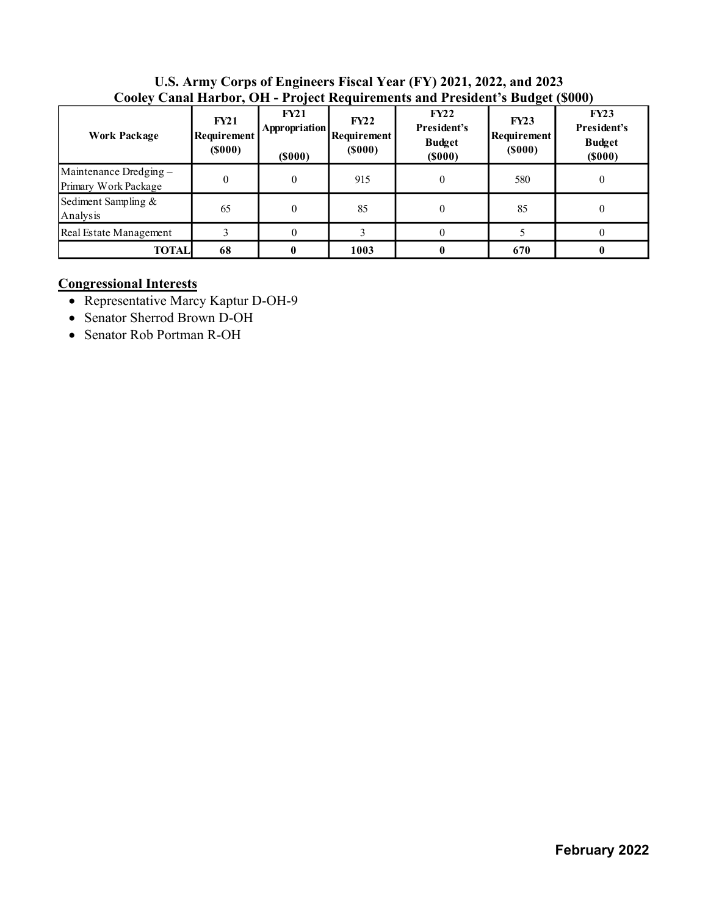## U.S. Army Corps of Engineers Fiscal Year (FY) 2021, 2022, and 2023
## Cooley Canal Harbor, OH - Project Requirements and President's Budget ($000)

| Work Package | FY21 Requirement ($000) | FY21 Appropriation ($000) | FY22 Requirement ($000) | FY22 President's Budget ($000) | FY23 Requirement ($000) | FY23 President's Budget ($000) |
|---|---|---|---|---|---|---|
| Maintenance Dredging – Primary Work Package | 0 | 0 | 915 | 0 | 580 | 0 |
| Sediment Sampling & Analysis | 65 | 0 | 85 | 0 | 85 | 0 |
| Real Estate Management | 3 | 0 | 3 | 0 | 5 | 0 |
| **TOTAL** | **68** | **0** | **1003** | **0** | **670** | **0** |

**Congressional Interests**

- Representative Marcy Kaptur D-OH-9
- Senator Sherrod Brown D-OH
- Senator Rob Portman R-OH

**February 2022**